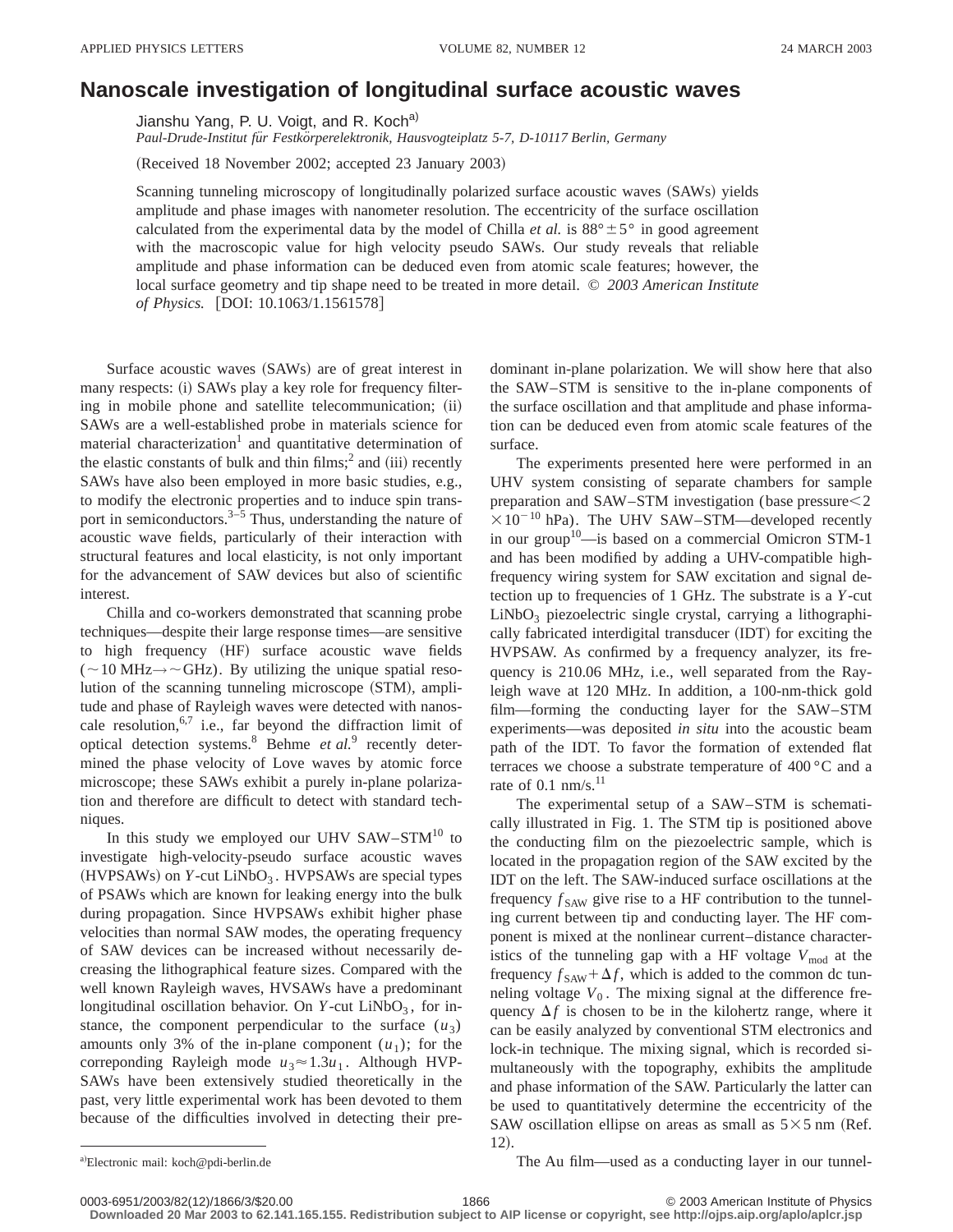# Nanoscale investigation of longitudinal surface acoustic waves

Jianshu Yang, P. U. Voigt, and R. Koch[a]

*Paul-Drude-Institut für Festkörperelektronik, Hausvogteiplatz 5-7, D-10117 Berlin, Germany*

(Received 18 November 2002; accepted 23 January 2003)

Scanning tunneling microscopy of longitudinally polarized surface acoustic waves (SAWs) yields amplitude and phase images with nanometer resolution. The eccentricity of the surface oscillation calculated from the experimental data by the model of Chilla *et al.* is $88° \pm 5°$ in good agreement with the macroscopic value for high velocity pseudo SAWs. Our study reveals that reliable amplitude and phase information can be deduced even from atomic scale features; however, the local surface geometry and tip shape need to be treated in more detail. © *2003 American Institute of Physics.* [DOI: 10.1063/1.1561578]

Surface acoustic waves (SAWs) are of great interest in many respects: (i) SAWs play a key role for frequency filtering in mobile phone and satellite telecommunication; (ii) SAWs are a well-established probe in materials science for material characterization[1] and quantitative determination of the elastic constants of bulk and thin films;[2] and (iii) recently SAWs have also been employed in more basic studies, e.g., to modify the electronic properties and to induce spin transport in semiconductors.[3–5] Thus, understanding the nature of acoustic wave fields, particularly of their interaction with structural features and local elasticity, is not only important for the advancement of SAW devices but also of scientific interest.

Chilla and co-workers demonstrated that scanning probe techniques—despite their large response times—are sensitive to high frequency (HF) surface acoustic wave fields ($\sim$10 MHz$\rightarrow$$\sim$GHz). By utilizing the unique spatial resolution of the scanning tunneling microscope (STM), amplitude and phase of Rayleigh waves were detected with nanoscale resolution,[6,7] i.e., far beyond the diffraction limit of optical detection systems.[8] Behme *et al.*[9] recently determined the phase velocity of Love waves by atomic force microscope; these SAWs exhibit a purely in-plane polarization and therefore are difficult to detect with standard techniques.

In this study we employed our UHV SAW–STM[10] to investigate high-velocity-pseudo surface acoustic waves (HVPSAWs) on *Y*-cut $LiNbO_3$. HVPSAWs are special types of PSAWs which are known for leaking energy into the bulk during propagation. Since HVPSAWs exhibit higher phase velocities than normal SAW modes, the operating frequency of SAW devices can be increased without necessarily decreasing the lithographical feature sizes. Compared with the well known Rayleigh waves, HVSAWs have a predominant longitudinal oscillation behavior. On *Y*-cut $LiNbO_3$, for instance, the component perpendicular to the surface ($u_3$) amounts only 3% of the in-plane component ($u_1$); for the correponding Rayleigh mode $u_3 \approx 1.3u_1$. Although HVPSAWs have been extensively studied theoretically in the past, very little experimental work has been devoted to them because of the difficulties involved in detecting their predominant in-plane polarization. We will show here that also the SAW–STM is sensitive to the in-plane components of the surface oscillation and that amplitude and phase information can be deduced even from atomic scale features of the surface.

The experiments presented here were performed in an UHV system consisting of separate chambers for sample preparation and SAW–STM investigation (base pressure$<2 \times 10^{-10}$ hPa). The UHV SAW–STM—developed recently in our group[10]—is based on a commercial Omicron STM-1 and has been modified by adding a UHV-compatible high-frequency wiring system for SAW excitation and signal detection up to frequencies of 1 GHz. The substrate is a *Y*-cut $LiNbO_3$ piezoelectric single crystal, carrying a lithographically fabricated interdigital transducer (IDT) for exciting the HVPSAW. As confirmed by a frequency analyzer, its frequency is 210.06 MHz, i.e., well separated from the Rayleigh wave at 120 MHz. In addition, a 100-nm-thick gold film—forming the conducting layer for the SAW–STM experiments—was deposited *in situ* into the acoustic beam path of the IDT. To favor the formation of extended flat terraces we choose a substrate temperature of 400 °C and a rate of 0.1 nm/s.[11]

The experimental setup of a SAW–STM is schematically illustrated in Fig. 1. The STM tip is positioned above the conducting film on the piezoelectric sample, which is located in the propagation region of the SAW excited by the IDT on the left. The SAW-induced surface oscillations at the frequency $f_{\rm SAW}$ give rise to a HF contribution to the tunneling current between tip and conducting layer. The HF component is mixed at the nonlinear current–distance characteristics of the tunneling gap with a HF voltage $V_{\rm mod}$ at the frequency $f_{\rm SAW}+\Delta f$, which is added to the common dc tunneling voltage $V_0$. The mixing signal at the difference frequency $\Delta f$ is chosen to be in the kilohertz range, where it can be easily analyzed by conventional STM electronics and lock-in technique. The mixing signal, which is recorded simultaneously with the topography, exhibits the amplitude and phase information of the SAW. Particularly the latter can be used to quantitatively determine the eccentricity of the SAW oscillation ellipse on areas as small as $5\times5$ nm (Ref. 12).

The Au film—used as a conducting layer in our tunnel-

[a]Electronic mail: koch@pdi-berlin.de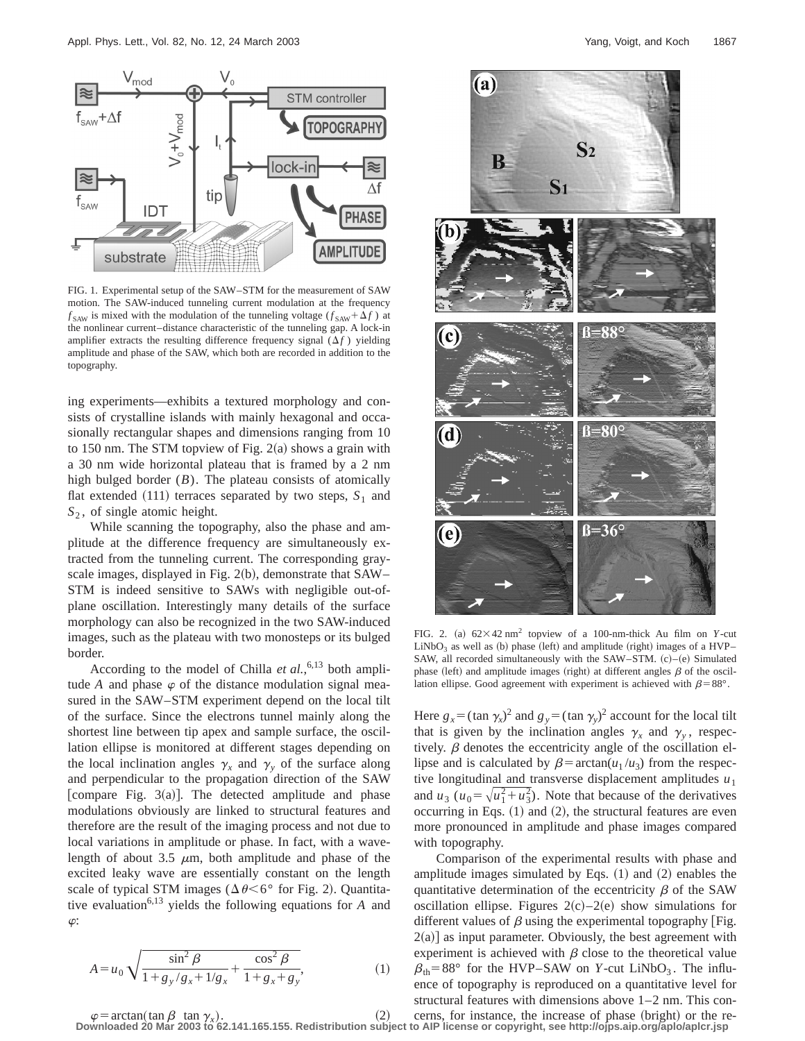FIG. 1. Experimental setup of the SAW–STM for the measurement of SAW motion. The SAW-induced tunneling current modulation at the frequency $f_{\mathrm{SAW}}$ is mixed with the modulation of the tunneling voltage ($f_{\mathrm{SAW}}+\Delta f$) at the nonlinear current–distance characteristic of the tunneling gap. A lock-in amplifier extracts the resulting difference frequency signal ($\Delta f$) yielding amplitude and phase of the SAW, which both are recorded in addition to the topography.

ing experiments—exhibits a textured morphology and consists of crystalline islands with mainly hexagonal and occasionally rectangular shapes and dimensions ranging from 10 to 150 nm. The STM topview of Fig. 2(a) shows a grain with a 30 nm wide horizontal plateau that is framed by a 2 nm high bulged border ($B$). The plateau consists of atomically flat extended (111) terraces separated by two steps, $S_1$ and $S_2$, of single atomic height.

While scanning the topography, also the phase and amplitude at the difference frequency are simultaneously extracted from the tunneling current. The corresponding gray-scale images, displayed in Fig. 2(b), demonstrate that SAW–STM is indeed sensitive to SAWs with negligible out-of-plane oscillation. Interestingly many details of the surface morphology can also be recognized in the two SAW-induced images, such as the plateau with two monosteps or its bulged border.

According to the model of Chilla *et al.*,[6,13] both amplitude $A$ and phase $\varphi$ of the distance modulation signal measured in the SAW–STM experiment depend on the local tilt of the surface. Since the electrons tunnel mainly along the shortest line between tip apex and sample surface, the oscillation ellipse is monitored at different stages depending on the local inclination angles $\gamma_x$ and $\gamma_y$ of the surface along and perpendicular to the propagation direction of the SAW [compare Fig. 3(a)]. The detected amplitude and phase modulations obviously are linked to structural features and therefore are the result of the imaging process and not due to local variations in amplitude or phase. In fact, with a wavelength of about 3.5 $\mu$m, both amplitude and phase of the excited leaky wave are essentially constant on the length scale of typical STM images ($\Delta\theta<6°$ for Fig. 2). Quantitative evaluation[6,13] yields the following equations for $A$ and $\varphi$:

$$A=u_0\sqrt{\frac{\sin^2\beta}{1+g_y/g_x+1/g_x}+\frac{\cos^2\beta}{1+g_x+g_y}}, \tag{1}$$

$$\varphi=\arctan(\tan\beta\ \tan\gamma_x). \tag{2}$$

FIG. 2. (a) $62\times42\ \mathrm{nm}^2$ topview of a 100-nm-thick Au film on $Y$-cut $LiNbO_3$ as well as (b) phase (left) and amplitude (right) images of a HVP–SAW, all recorded simultaneously with the SAW–STM. (c)–(e) Simulated phase (left) and amplitude images (right) at different angles $\beta$ of the oscillation ellipse. Good agreement with experiment is achieved with $\beta=88°$.

Here $g_x=(\tan\gamma_x)^2$ and $g_y=(\tan\gamma_y)^2$ account for the local tilt that is given by the inclination angles $\gamma_x$ and $\gamma_y$, respectively. $\beta$ denotes the eccentricity angle of the oscillation ellipse and is calculated by $\beta=\arctan(u_1/u_3)$ from the respective longitudinal and transverse displacement amplitudes $u_1$ and $u_3$ ($u_0=\sqrt{u_1^2+u_3^2}$). Note that because of the derivatives occurring in Eqs. (1) and (2), the structural features are even more pronounced in amplitude and phase images compared with topography.

Comparison of the experimental results with phase and amplitude images simulated by Eqs. (1) and (2) enables the quantitative determination of the eccentricity $\beta$ of the SAW oscillation ellipse. Figures 2(c)–2(e) show simulations for different values of $\beta$ using the experimental topography [Fig. 2(a)] as input parameter. Obviously, the best agreement with experiment is achieved with $\beta$ close to the theoretical value $\beta_{\mathrm{th}}=88°$ for the HVP–SAW on $Y$-cut $LiNbO_3$. The influence of topography is reproduced on a quantitative level for structural features with dimensions above 1–2 nm. This concerns, for instance, the increase of phase (bright) or the re-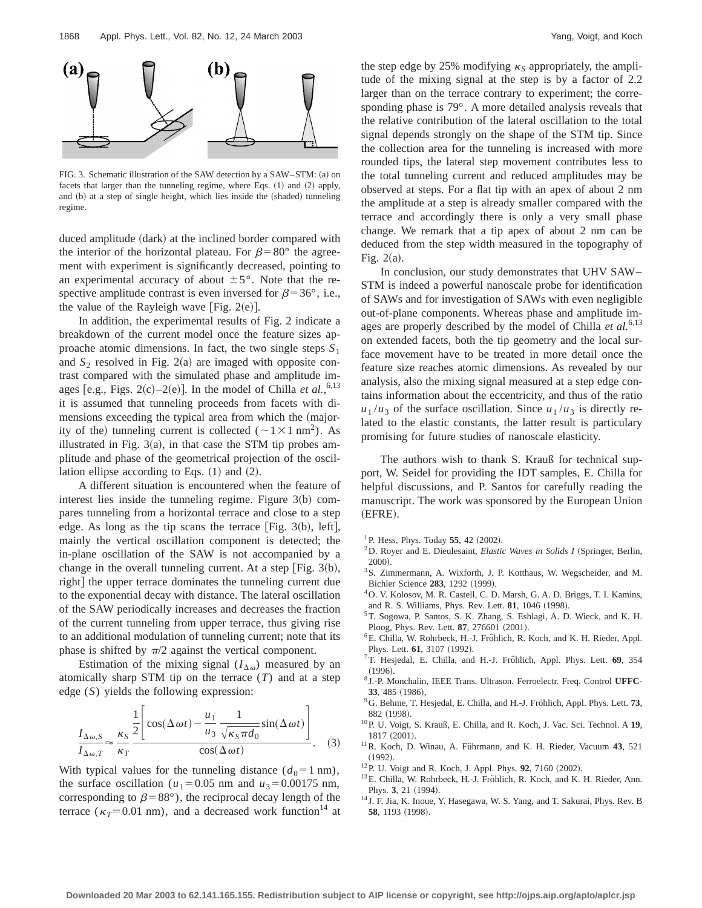FIG. 3. Schematic illustration of the SAW detection by a SAW–STM: (a) on facets that larger than the tunneling regime, where Eqs. (1) and (2) apply, and (b) at a step of single height, which lies inside the (shaded) tunneling regime.

duced amplitude (dark) at the inclined border compared with the interior of the horizontal plateau. For $\beta = 80°$ the agreement with experiment is significantly decreased, pointing to an experimental accuracy of about $\pm 5°$. Note that the respective amplitude contrast is even inversed for $\beta = 36°$, i.e., the value of the Rayleigh wave [Fig. 2(e)].

In addition, the experimental results of Fig. 2 indicate a breakdown of the current model once the feature sizes approache atomic dimensions. In fact, the two single steps $S_1$ and $S_2$ resolved in Fig. 2(a) are imaged with opposite contrast compared with the simulated phase and amplitude images [e.g., Figs. 2(c)–2(e)]. In the model of Chilla *et al.*,[6,13] it is assumed that tunneling proceeds from facets with dimensions exceeding the typical area from which the (majority of the) tunneling current is collected ($\sim 1 \times 1$ nm$^2$). As illustrated in Fig. 3(a), in that case the STM tip probes amplitude and phase of the geometrical projection of the oscillation ellipse according to Eqs. (1) and (2).

A different situation is encountered when the feature of interest lies inside the tunneling regime. Figure 3(b) compares tunneling from a horizontal terrace and close to a step edge. As long as the tip scans the terrace [Fig. 3(b), left], mainly the vertical oscillation component is detected; the in-plane oscillation of the SAW is not accompanied by a change in the overall tunneling current. At a step [Fig. 3(b), right] the upper terrace dominates the tunneling current due to the exponential decay with distance. The lateral oscillation of the SAW periodically increases and decreases the fraction of the current tunneling from upper terrace, thus giving rise to an additional modulation of tunneling current; note that its phase is shifted by $\pi/2$ against the vertical component.

Estimation of the mixing signal ($I_{\Delta\omega}$) measured by an atomically sharp STM tip on the terrace ($T$) and at a step edge ($S$) yields the following expression:

$$\frac{I_{\Delta\omega,S}}{I_{\Delta\omega,T}} \approx \frac{\kappa_S}{\kappa_T} \frac{\frac{1}{2}\left[\cos(\Delta\omega t) - \frac{u_1}{u_3}\frac{1}{\sqrt{\kappa_S}\pi d_0}\sin(\Delta\omega t)\right]}{\cos(\Delta\omega t)}. \quad (3)$$

With typical values for the tunneling distance ($d_0 = 1$ nm), the surface oscillation ($u_1 = 0.05$ nm and $u_3 = 0.00175$ nm, corresponding to $\beta = 88°$), the reciprocal decay length of the terrace ($\kappa_T = 0.01$ nm), and a decreased work function[14] at the step edge by 25% modifying $\kappa_S$ appropriately, the amplitude of the mixing signal at the step is by a factor of 2.2 larger than on the terrace contrary to experiment; the corresponding phase is 79°. A more detailed analysis reveals that the relative contribution of the lateral oscillation to the total signal depends strongly on the shape of the STM tip. Since the collection area for the tunneling is increased with more rounded tips, the lateral step movement contributes less to the total tunneling current and reduced amplitudes may be observed at steps. For a flat tip with an apex of about 2 nm the amplitude at a step is already smaller compared with the terrace and accordingly there is only a very small phase change. We remark that a tip apex of about 2 nm can be deduced from the step width measured in the topography of Fig. 2(a).

In conclusion, our study demonstrates that UHV SAW–STM is indeed a powerful nanoscale probe for identification of SAWs and for investigation of SAWs with even negligible out-of-plane components. Whereas phase and amplitude images are properly described by the model of Chilla *et al.*[6,13] on extended facets, both the tip geometry and the local surface movement have to be treated in more detail once the feature size reaches atomic dimensions. As revealed by our analysis, also the mixing signal measured at a step edge contains information about the eccentricity, and thus of the ratio $u_1/u_3$ of the surface oscillation. Since $u_1/u_3$ is directly related to the elastic constants, the latter result is particulary promising for future studies of nanoscale elasticity.

The authors wish to thank S. Krauß for technical support, W. Seidel for providing the IDT samples, E. Chilla for helpful discussions, and P. Santos for carefully reading the manuscript. The work was sponsored by the European Union (EFRE).

[1] P. Hess, Phys. Today **55**, 42 (2002).
[2] D. Royer and E. Dieulesaint, *Elastic Waves in Solids I* (Springer, Berlin, 2000).
[3] S. Zimmermann, A. Wixforth, J. P. Kotthaus, W. Wegscheider, and M. Bichler Science **283**, 1292 (1999).
[4] O. V. Kolosov, M. R. Castell, C. D. Marsh, G. A. D. Briggs, T. I. Kamins, and R. S. Williams, Phys. Rev. Lett. **81**, 1046 (1998).
[5] T. Sogowa, P. Santos, S. K. Zhang, S. Eshlagi, A. D. Wieck, and K. H. Ploog, Phys. Rev. Lett. **87**, 276601 (2001).
[6] E. Chilla, W. Rohrbeck, H.-J. Fröhlich, R. Koch, and K. H. Rieder, Appl. Phys. Lett. **61**, 3107 (1992).
[7] T. Hesjedal, E. Chilla, and H.-J. Fröhlich, Appl. Phys. Lett. **69**, 354 (1996).
[8] J.-P. Monchalin, IEEE Trans. Ultrason. Ferroelectr. Freq. Control **UFFC-33**, 485 (1986),
[9] G. Behme, T. Hesjedal, E. Chilla, and H.-J. Fröhlich, Appl. Phys. Lett. **73**, 882 (1998).
[10] P. U. Voigt, S. Krauß, E. Chilla, and R. Koch, J. Vac. Sci. Technol. A **19**, 1817 (2001).
[11] R. Koch, D. Winau, A. Führmann, and K. H. Rieder, Vacuum **43**, 521 (1992).
[12] P. U. Voigt and R. Koch, J. Appl. Phys. **92**, 7160 (2002).
[13] E. Chilla, W. Rohrbeck, H.-J. Fröhlich, R. Koch, and K. H. Rieder, Ann. Phys. **3**, 21 (1994).
[14] J. F. Jia, K. Inoue, Y. Hasegawa, W. S. Yang, and T. Sakurai, Phys. Rev. B **58**, 1193 (1998).